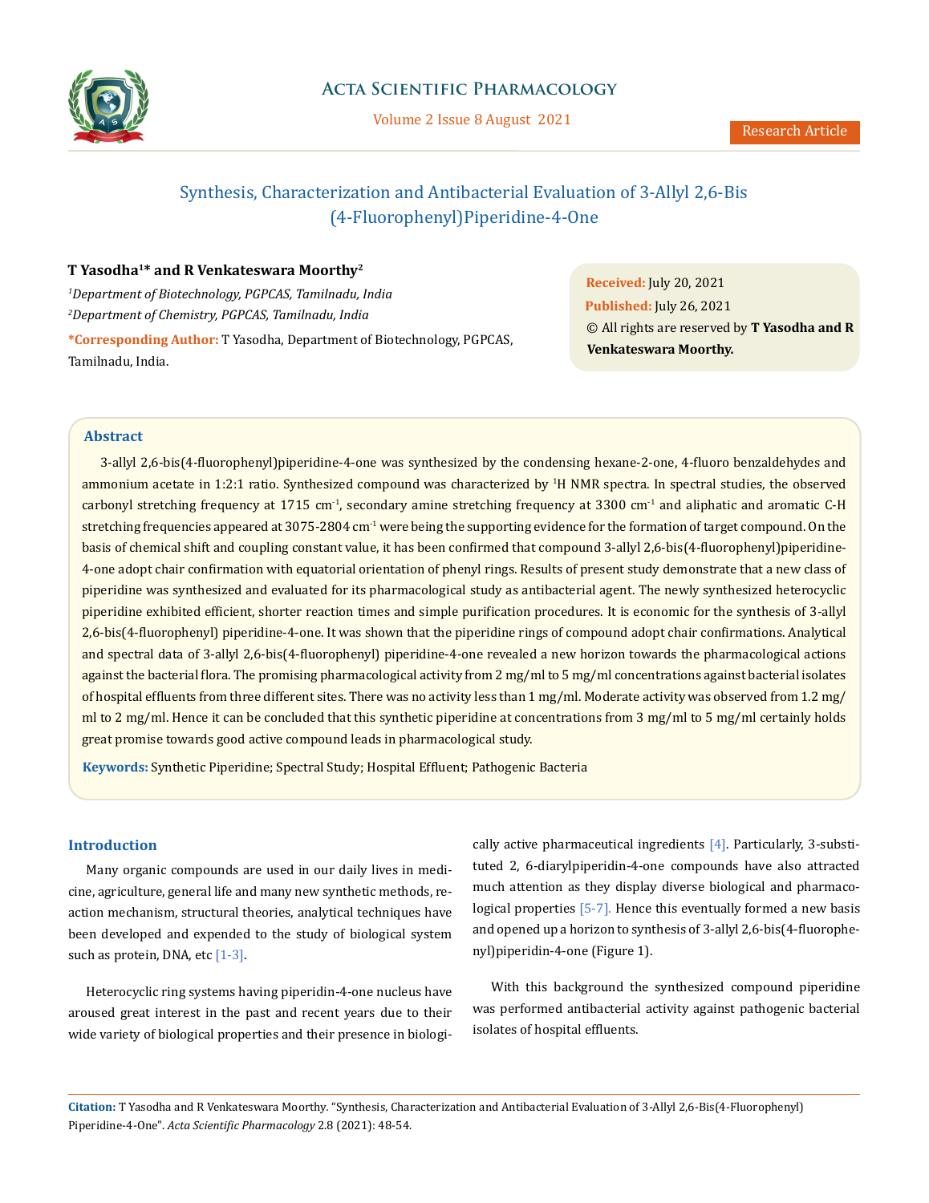# Synthesis, Characterization and Antibacterial Evaluation of 3-Allyl 2,6-Bis (4-Fluorophenyl)Piperidine-4-One

**T Yasodha[1]* and R Venkateswara Moorthy[2]**

[1]*Department of Biotechnology, PGPCAS, Tamilnadu, India*

[2]*Department of Chemistry, PGPCAS, Tamilnadu, India*

***Corresponding Author:** T Yasodha, Department of Biotechnology, PGPCAS, Tamilnadu, India.

**Received:** July 20, 2021

**Published:** July 26, 2021

© All rights are reserved by **T Yasodha and R Venkateswara Moorthy.**

## Abstract

3-allyl 2,6-bis(4-fluorophenyl)piperidine-4-one was synthesized by the condensing hexane-2-one, 4-fluoro benzaldehydes and ammonium acetate in 1:2:1 ratio. Synthesized compound was characterized by $^1$H NMR spectra. In spectral studies, the observed carbonyl stretching frequency at 1715 cm$^{-1}$, secondary amine stretching frequency at 3300 cm$^{-1}$ and aliphatic and aromatic C-H stretching frequencies appeared at 3075-2804 cm$^{-1}$ were being the supporting evidence for the formation of target compound. On the basis of chemical shift and coupling constant value, it has been confirmed that compound 3-allyl 2,6-bis(4-fluorophenyl)piperidine-4-one adopt chair confirmation with equatorial orientation of phenyl rings. Results of present study demonstrate that a new class of piperidine was synthesized and evaluated for its pharmacological study as antibacterial agent. The newly synthesized heterocyclic piperidine exhibited efficient, shorter reaction times and simple purification procedures. It is economic for the synthesis of 3-allyl 2,6-bis(4-fluorophenyl) piperidine-4-one. It was shown that the piperidine rings of compound adopt chair confirmations. Analytical and spectral data of 3-allyl 2,6-bis(4-fluorophenyl) piperidine-4-one revealed a new horizon towards the pharmacological actions against the bacterial flora. The promising pharmacological activity from 2 mg/ml to 5 mg/ml concentrations against bacterial isolates of hospital effluents from three different sites. There was no activity less than 1 mg/ml. Moderate activity was observed from 1.2 mg/ml to 2 mg/ml. Hence it can be concluded that this synthetic piperidine at concentrations from 3 mg/ml to 5 mg/ml certainly holds great promise towards good active compound leads in pharmacological study.

**Keywords:** Synthetic Piperidine; Spectral Study; Hospital Effluent; Pathogenic Bacteria

## Introduction

Many organic compounds are used in our daily lives in medicine, agriculture, general life and many new synthetic methods, reaction mechanism, structural theories, analytical techniques have been developed and expended to the study of biological system such as protein, DNA, etc [1-3].

Heterocyclic ring systems having piperidin-4-one nucleus have aroused great interest in the past and recent years due to their wide variety of biological properties and their presence in biologically active pharmaceutical ingredients [4]. Particularly, 3-substituted 2, 6-diarylpiperidin-4-one compounds have also attracted much attention as they display diverse biological and pharmacological properties [5-7]. Hence this eventually formed a new basis and opened up a horizon to synthesis of 3-allyl 2,6-bis(4-fluorophenyl)piperidin-4-one (Figure 1).

With this background the synthesized compound piperidine was performed antibacterial activity against pathogenic bacterial isolates of hospital effluents.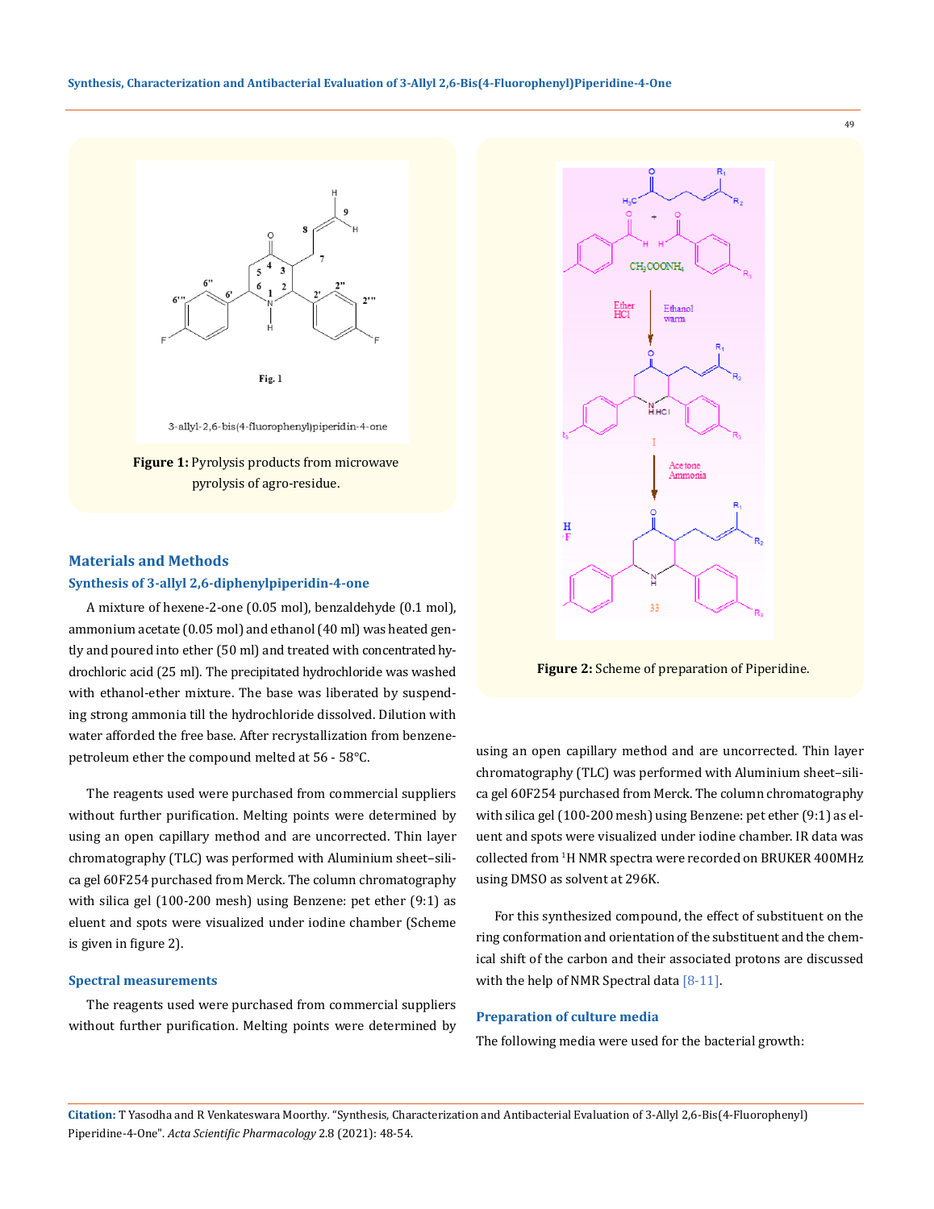Figure 1: Pyrolysis products from microwave pyrolysis of agro-residue.

Figure 2: Scheme of preparation of Piperidine.

## Materials and Methods

### Synthesis of 3-allyl 2,6-diphenylpiperidin-4-one

A mixture of hexene-2-one (0.05 mol), benzaldehyde (0.1 mol), ammonium acetate (0.05 mol) and ethanol (40 ml) was heated gently and poured into ether (50 ml) and treated with concentrated hydrochloric acid (25 ml). The precipitated hydrochloride was washed with ethanol-ether mixture. The base was liberated by suspending strong ammonia till the hydrochloride dissolved. Dilution with water afforded the free base. After recrystallization from benzene-petroleum ether the compound melted at 56 - 58°C.

The reagents used were purchased from commercial suppliers without further purification. Melting points were determined by using an open capillary method and are uncorrected. Thin layer chromatography (TLC) was performed with Aluminium sheet–silica gel 60F254 purchased from Merck. The column chromatography with silica gel (100-200 mesh) using Benzene: pet ether (9:1) as eluent and spots were visualized under iodine chamber (Scheme is given in figure 2).

### Spectral measurements

The reagents used were purchased from commercial suppliers without further purification. Melting points were determined by using an open capillary method and are uncorrected. Thin layer chromatography (TLC) was performed with Aluminium sheet–silica gel 60F254 purchased from Merck. The column chromatography with silica gel (100-200 mesh) using Benzene: pet ether (9:1) as eluent and spots were visualized under iodine chamber. IR data was collected from $^1$H NMR spectra were recorded on BRUKER 400MHz using DMSO as solvent at 296K.

For this synthesized compound, the effect of substituent on the ring conformation and orientation of the substituent and the chemical shift of the carbon and their associated protons are discussed with the help of NMR Spectral data [8-11].

### Preparation of culture media

The following media were used for the bacterial growth: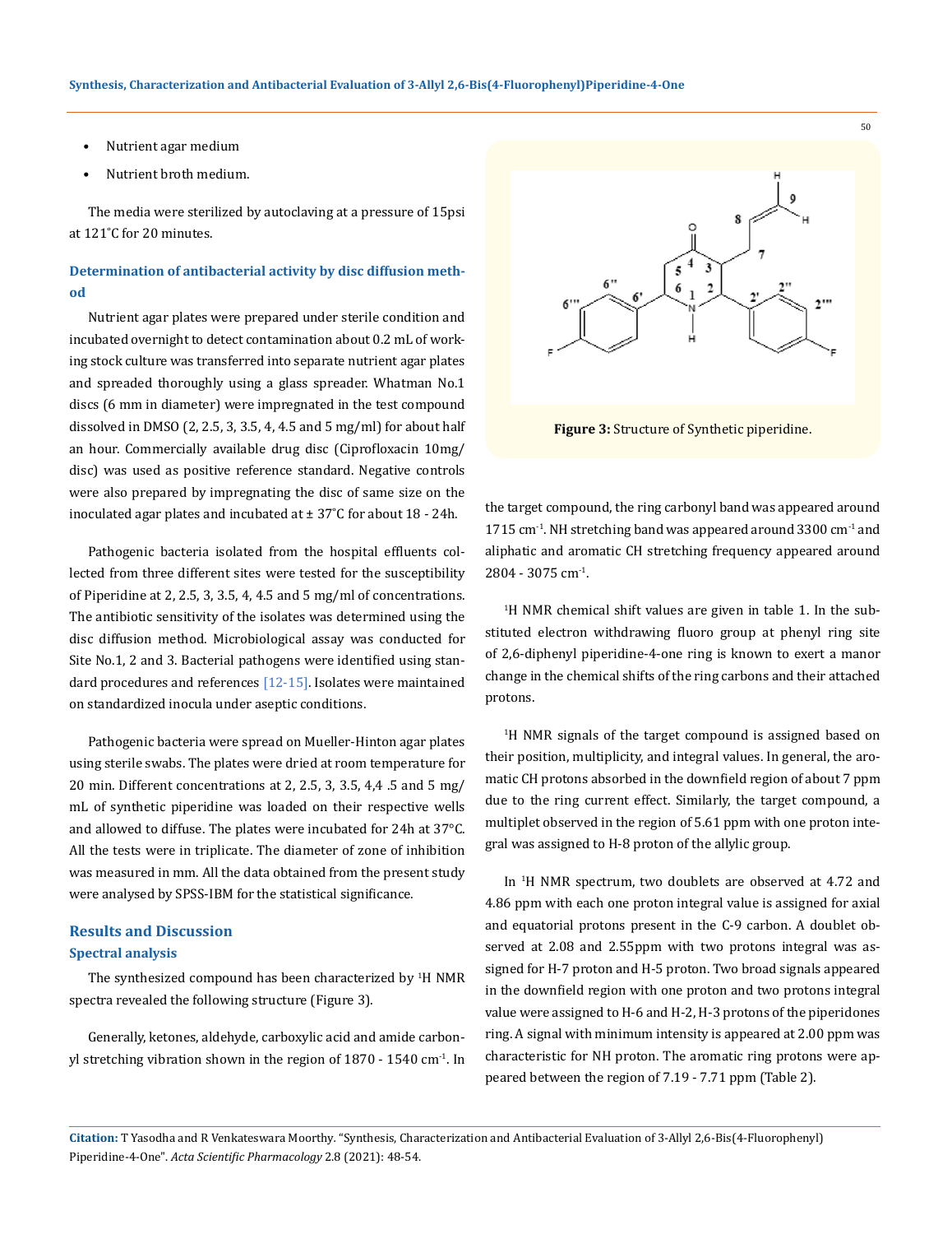- Nutrient agar medium
- Nutrient broth medium.

The media were sterilized by autoclaving at a pressure of 15psi at 121˚C for 20 minutes.

### Determination of antibacterial activity by disc diffusion method

Nutrient agar plates were prepared under sterile condition and incubated overnight to detect contamination about 0.2 mL of working stock culture was transferred into separate nutrient agar plates and spreaded thoroughly using a glass spreader. Whatman No.1 discs (6 mm in diameter) were impregnated in the test compound dissolved in DMSO (2, 2.5, 3, 3.5, 4, 4.5 and 5 mg/ml) for about half an hour. Commercially available drug disc (Ciprofloxacin 10mg/disc) was used as positive reference standard. Negative controls were also prepared by impregnating the disc of same size on the inoculated agar plates and incubated at ± 37˚C for about 18 - 24h.

Pathogenic bacteria isolated from the hospital effluents collected from three different sites were tested for the susceptibility of Piperidine at 2, 2.5, 3, 3.5, 4, 4.5 and 5 mg/ml of concentrations. The antibiotic sensitivity of the isolates was determined using the disc diffusion method. Microbiological assay was conducted for Site No.1, 2 and 3. Bacterial pathogens were identified using standard procedures and references [12-15]. Isolates were maintained on standardized inocula under aseptic conditions.

Pathogenic bacteria were spread on Mueller-Hinton agar plates using sterile swabs. The plates were dried at room temperature for 20 min. Different concentrations at 2, 2.5, 3, 3.5, 4,4 .5 and 5 mg/mL of synthetic piperidine was loaded on their respective wells and allowed to diffuse. The plates were incubated for 24h at 37°C. All the tests were in triplicate. The diameter of zone of inhibition was measured in mm. All the data obtained from the present study were analysed by SPSS-IBM for the statistical significance.

## Results and Discussion

### Spectral analysis

The synthesized compound has been characterized by $^1$H NMR spectra revealed the following structure (Figure 3).

Figure 3: Structure of Synthetic piperidine.

Generally, ketones, aldehyde, carboxylic acid and amide carbonyl stretching vibration shown in the region of 1870 - 1540 cm$^{-1}$. In the target compound, the ring carbonyl band was appeared around 1715 cm$^{-1}$. NH stretching band was appeared around 3300 cm$^{-1}$ and aliphatic and aromatic CH stretching frequency appeared around 2804 - 3075 cm$^{-1}$.

$^1$H NMR chemical shift values are given in table 1. In the substituted electron withdrawing fluoro group at phenyl ring site of 2,6-diphenyl piperidine-4-one ring is known to exert a manor change in the chemical shifts of the ring carbons and their attached protons.

$^1$H NMR signals of the target compound is assigned based on their position, multiplicity, and integral values. In general, the aromatic CH protons absorbed in the downfield region of about 7 ppm due to the ring current effect. Similarly, the target compound, a multiplet observed in the region of 5.61 ppm with one proton integral was assigned to H-8 proton of the allylic group.

In $^1$H NMR spectrum, two doublets are observed at 4.72 and 4.86 ppm with each one proton integral value is assigned for axial and equatorial protons present in the C-9 carbon. A doublet observed at 2.08 and 2.55ppm with two protons integral was assigned for H-7 proton and H-5 proton. Two broad signals appeared in the downfield region with one proton and two protons integral value were assigned to H-6 and H-2, H-3 protons of the piperidones ring. A signal with minimum intensity is appeared at 2.00 ppm was characteristic for NH proton. The aromatic ring protons were appeared between the region of 7.19 - 7.71 ppm (Table 2).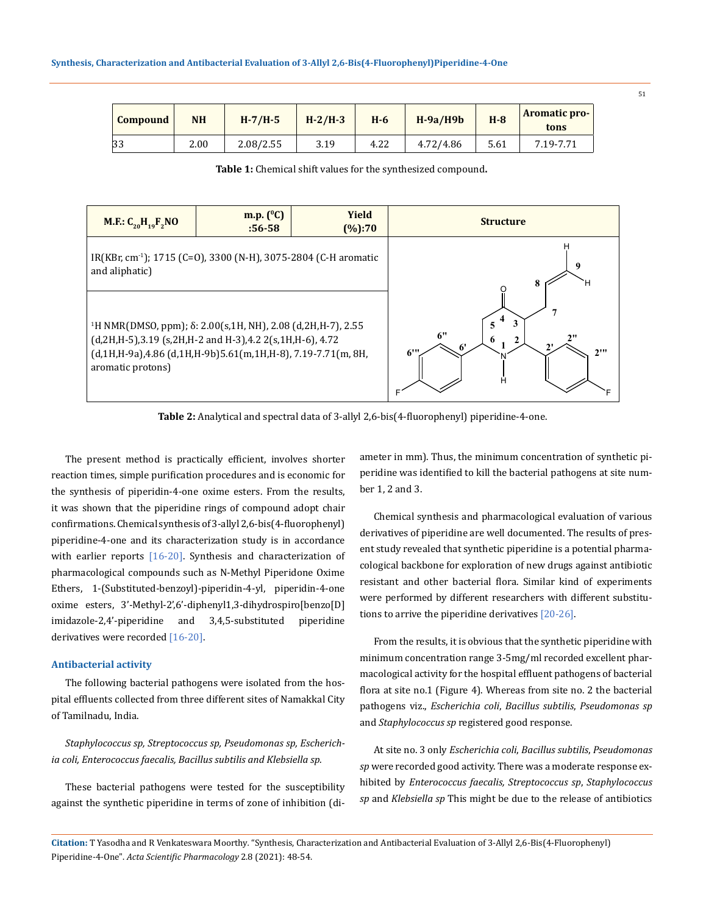| Compound | NH | H-7/H-5 | H-2/H-3 | H-6 | H-9a/H9b | H-8 | Aromatic protons |
|---|---|---|---|---|---|---|---|
| 33 | 2.00 | 2.08/2.55 | 3.19 | 4.22 | 4.72/4.86 | 5.61 | 7.19-7.71 |

**Table 1:** Chemical shift values for the synthesized compound**.**

| M.F.: $C_{20}H_{19}F_2NO$ | m.p. ($^0$C) :56-58 | Yield (%):70 | Structure |
|---|---|---|---|
| IR(KBr, cm$^{-1}$); 1715 (C=O), 3300 (N-H), 3075-2804 (C-H aromatic and aliphatic) | | | |
| $^1$H NMR(DMSO, ppm); δ: 2.00(s,1H, NH), 2.08 (d,2H,H-7), 2.55 (d,2H,H-5),3.19 (s,2H,H-2 and H-3),4.2 2(s,1H,H-6), 4.72 (d,1H,H-9a),4.86 (d,1H,H-9b)5.61(m,1H,H-8), 7.19-7.71(m, 8H, aromatic protons) | | | |

**Table 2:** Analytical and spectral data of 3-allyl 2,6-bis(4-fluorophenyl) piperidine-4-one.

The present method is practically efficient, involves shorter reaction times, simple purification procedures and is economic for the synthesis of piperidin-4-one oxime esters. From the results, it was shown that the piperidine rings of compound adopt chair confirmations. Chemical synthesis of 3-allyl 2,6-bis(4-fluorophenyl) piperidine-4-one and its characterization study is in accordance with earlier reports [16-20]. Synthesis and characterization of pharmacological compounds such as N-Methyl Piperidone Oxime Ethers, 1-(Substituted-benzoyl)-piperidin-4-yl, piperidin-4-one oxime esters, 3'-Methyl-2',6'-diphenyl1,3-dihydrospiro[benzo[D] imidazole-2,4'-piperidine and 3,4,5-substituted piperidine derivatives were recorded [16-20].

### Antibacterial activity

The following bacterial pathogens were isolated from the hospital effluents collected from three different sites of Namakkal City of Tamilnadu, India.

*Staphylococcus sp, Streptococcus sp, Pseudomonas sp, Escherichia coli, Enterococcus faecalis, Bacillus subtilis and Klebsiella sp.*

These bacterial pathogens were tested for the susceptibility against the synthetic piperidine in terms of zone of inhibition (diameter in mm). Thus, the minimum concentration of synthetic piperidine was identified to kill the bacterial pathogens at site number 1, 2 and 3.

Chemical synthesis and pharmacological evaluation of various derivatives of piperidine are well documented. The results of present study revealed that synthetic piperidine is a potential pharmacological backbone for exploration of new drugs against antibiotic resistant and other bacterial flora. Similar kind of experiments were performed by different researchers with different substitutions to arrive the piperidine derivatives [20-26].

From the results, it is obvious that the synthetic piperidine with minimum concentration range 3-5mg/ml recorded excellent pharmacological activity for the hospital effluent pathogens of bacterial flora at site no.1 (Figure 4). Whereas from site no. 2 the bacterial pathogens viz., *Escherichia coli*, *Bacillus subtilis*, *Pseudomonas sp* and *Staphylococcus sp* registered good response.

At site no. 3 only *Escherichia coli*, *Bacillus subtilis*, *Pseudomonas sp* were recorded good activity. There was a moderate response exhibited by *Enterococcus faecalis, Streptococcus sp*, *Staphylococcus sp* and *Klebsiella sp* This might be due to the release of antibiotics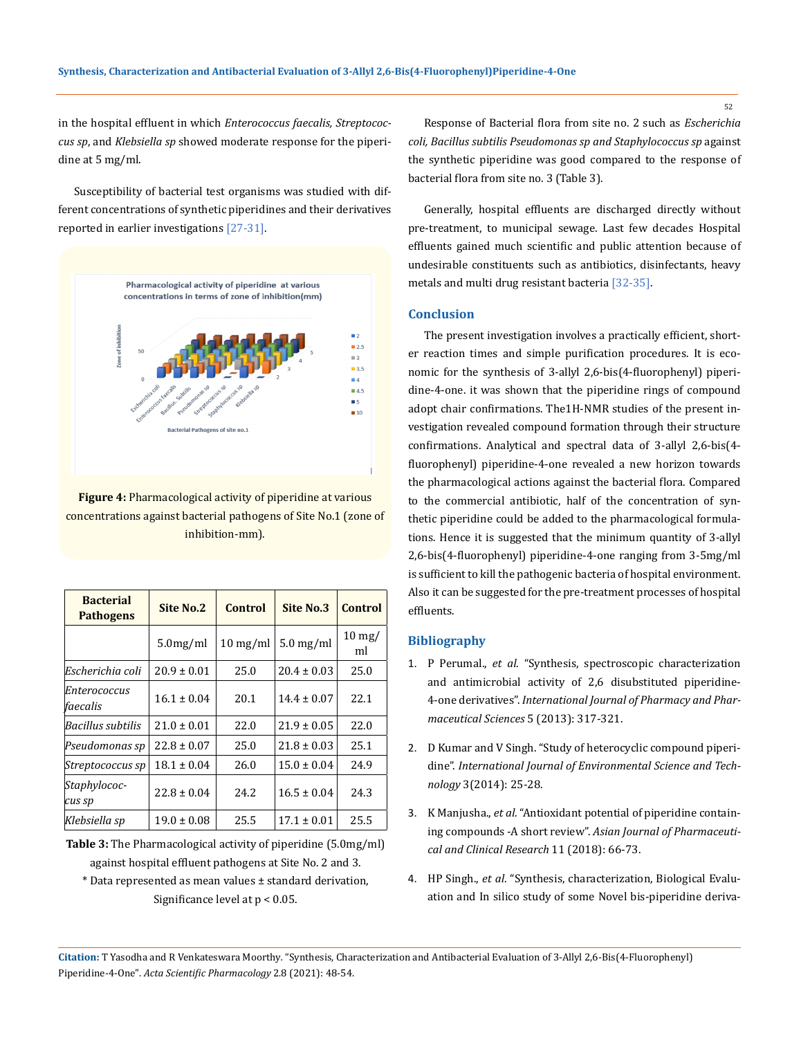in the hospital effluent in which *Enterococcus faecalis, Streptococcus sp*, and *Klebsiella sp* showed moderate response for the piperidine at 5 mg/ml.

Susceptibility of bacterial test organisms was studied with different concentrations of synthetic piperidines and their derivatives reported in earlier investigations [27-31].

**Figure 4:** Pharmacological activity of piperidine at various concentrations against bacterial pathogens of Site No.1 (zone of inhibition-mm).

| Bacterial Pathogens | Site No.2 | Control | Site No.3 | Control |
|---|---|---|---|---|
| | 5.0mg/ml | 10 mg/ml | 5.0 mg/ml | 10 mg/ml |
| *Escherichia coli* | 20.9 ± 0.01 | 25.0 | 20.4 ± 0.03 | 25.0 |
| *Enterococcus faecalis* | 16.1 ± 0.04 | 20.1 | 14.4 ± 0.07 | 22.1 |
| *Bacillus subtilis* | 21.0 ± 0.01 | 22.0 | 21.9 ± 0.05 | 22.0 |
| *Pseudomonas sp* | 22.8 ± 0.07 | 25.0 | 21.8 ± 0.03 | 25.1 |
| *Streptococcus sp* | 18.1 ± 0.04 | 26.0 | 15.0 ± 0.04 | 24.9 |
| *Staphylococcus sp* | 22.8 ± 0.04 | 24.2 | 16.5 ± 0.04 | 24.3 |
| *Klebsiella sp* | 19.0 ± 0.08 | 25.5 | 17.1 ± 0.01 | 25.5 |

**Table 3:** The Pharmacological activity of piperidine (5.0mg/ml) against hospital effluent pathogens at Site No. 2 and 3.

\* Data represented as mean values ± standard derivation, Significance level at $p < 0.05$.

Response of Bacterial flora from site no. 2 such as *Escherichia coli, Bacillus subtilis Pseudomonas sp and Staphylococcus sp* against the synthetic piperidine was good compared to the response of bacterial flora from site no. 3 (Table 3).

Generally, hospital effluents are discharged directly without pre-treatment, to municipal sewage. Last few decades Hospital effluents gained much scientific and public attention because of undesirable constituents such as antibiotics, disinfectants, heavy metals and multi drug resistant bacteria [32-35].

## Conclusion

The present investigation involves a practically efficient, shorter reaction times and simple purification procedures. It is economic for the synthesis of 3-allyl 2,6-bis(4-fluorophenyl) piperidine-4-one. it was shown that the piperidine rings of compound adopt chair confirmations. The1H-NMR studies of the present investigation revealed compound formation through their structure confirmations. Analytical and spectral data of 3-allyl 2,6-bis(4-fluorophenyl) piperidine-4-one revealed a new horizon towards the pharmacological actions against the bacterial flora. Compared to the commercial antibiotic, half of the concentration of synthetic piperidine could be added to the pharmacological formulations. Hence it is suggested that the minimum quantity of 3-allyl 2,6-bis(4-fluorophenyl) piperidine-4-one ranging from 3-5mg/ml is sufficient to kill the pathogenic bacteria of hospital environment. Also it can be suggested for the pre-treatment processes of hospital effluents.

## Bibliography

1. P Perumal., *et al.* "Synthesis, spectroscopic characterization and antimicrobial activity of 2,6 disubstituted piperidine-4-one derivatives". *International Journal of Pharmacy and Pharmaceutical Sciences* 5 (2013): 317-321.
2. D Kumar and V Singh. "Study of heterocyclic compound piperidine". *International Journal of Environmental Science and Technology* 3(2014): 25-28.
3. K Manjusha., *et al.* "Antioxidant potential of piperidine containing compounds -A short review". *Asian Journal of Pharmaceutical and Clinical Research* 11 (2018): 66-73.
4. HP Singh., *et al.* "Synthesis, characterization, Biological Evaluation and In silico study of some Novel bis-piperidine deriva-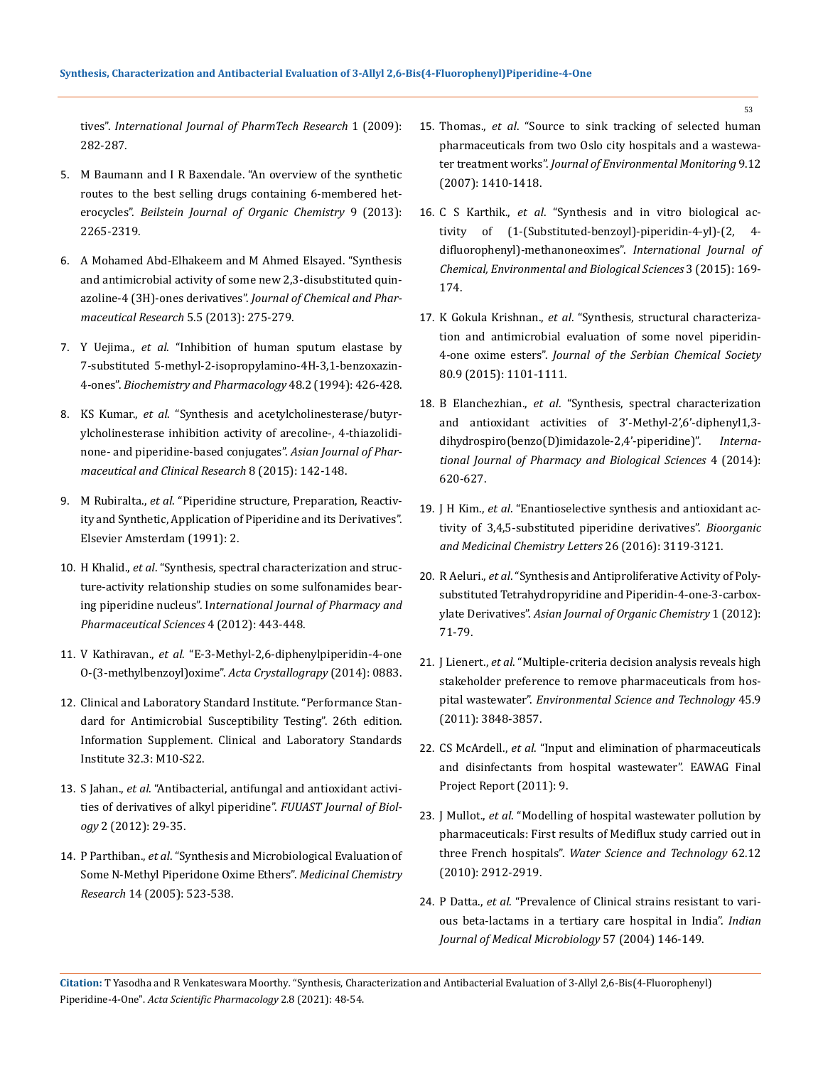tives". *International Journal of PharmTech Research* 1 (2009): 282-287.

5. M Baumann and I R Baxendale. "An overview of the synthetic routes to the best selling drugs containing 6-membered heterocycles". *Beilstein Journal of Organic Chemistry* 9 (2013): 2265-2319.

6. A Mohamed Abd-Elhakeem and M Ahmed Elsayed. "Synthesis and antimicrobial activity of some new 2,3-disubstituted quinazoline-4 (3H)-ones derivatives". *Journal of Chemical and Pharmaceutical Research* 5.5 (2013): 275-279.

7. Y Uejima., *et al*. "Inhibition of human sputum elastase by 7-substituted 5-methyl-2-isopropylamino-4H-3,1-benzoxazin-4-ones". *Biochemistry and Pharmacology* 48.2 (1994): 426-428.

8. KS Kumar., *et al*. "Synthesis and acetylcholinesterase/butyrylcholinesterase inhibition activity of arecoline-, 4-thiazolidinone- and piperidine-based conjugates". *Asian Journal of Pharmaceutical and Clinical Research* 8 (2015): 142-148.

9. M Rubiralta., *et al*. "Piperidine structure, Preparation, Reactivity and Synthetic, Application of Piperidine and its Derivatives". Elsevier Amsterdam (1991): 2.

10. H Khalid., *et al*. "Synthesis, spectral characterization and structure-activity relationship studies on some sulfonamides bearing piperidine nucleus". *International Journal of Pharmacy and Pharmaceutical Sciences* 4 (2012): 443-448.

11. V Kathiravan., *et al*. "E-3-Methyl-2,6-diphenylpiperidin-4-one O-(3-methylbenzoyl)oxime". *Acta Crystallograpy* (2014): 0883.

12. Clinical and Laboratory Standard Institute. "Performance Standard for Antimicrobial Susceptibility Testing". 26th edition. Information Supplement. Clinical and Laboratory Standards Institute 32.3: M10-S22.

13. S Jahan., *et al*. "Antibacterial, antifungal and antioxidant activities of derivatives of alkyl piperidine". *FUUAST Journal of Biology* 2 (2012): 29-35.

14. P Parthiban., *et al*. "Synthesis and Microbiological Evaluation of Some N-Methyl Piperidone Oxime Ethers". *Medicinal Chemistry Research* 14 (2005): 523-538.

15. Thomas., *et al*. "Source to sink tracking of selected human pharmaceuticals from two Oslo city hospitals and a wastewater treatment works". *Journal of Environmental Monitoring* 9.12 (2007): 1410-1418.

16. C S Karthik., *et al*. "Synthesis and in vitro biological activity of (1-(Substituted-benzoyl)-piperidin-4-yl)-(2, 4-difluorophenyl)-methanoneoximes". *International Journal of Chemical, Environmental and Biological Sciences* 3 (2015): 169-174.

17. K Gokula Krishnan., *et al*. "Synthesis, structural characterization and antimicrobial evaluation of some novel piperidin-4-one oxime esters". *Journal of the Serbian Chemical Society* 80.9 (2015): 1101-1111.

18. B Elanchezhian., *et al*. "Synthesis, spectral characterization and antioxidant activities of 3'-Methyl-2',6'-diphenyl1,3-dihydrospiro(benzo(D)imidazole-2,4'-piperidine)". *International Journal of Pharmacy and Biological Sciences* 4 (2014): 620-627.

19. J H Kim., *et al*. "Enantioselective synthesis and antioxidant activity of 3,4,5-substituted piperidine derivatives". *Bioorganic and Medicinal Chemistry Letters* 26 (2016): 3119-3121.

20. R Aeluri., *et al*. "Synthesis and Antiproliferative Activity of Polysubstituted Tetrahydropyridine and Piperidin-4-one-3-carboxylate Derivatives". *Asian Journal of Organic Chemistry* 1 (2012): 71-79.

21. J Lienert., *et al*. "Multiple-criteria decision analysis reveals high stakeholder preference to remove pharmaceuticals from hospital wastewater". *Environmental Science and Technology* 45.9 (2011): 3848-3857.

22. CS McArdell., *et al*. "Input and elimination of pharmaceuticals and disinfectants from hospital wastewater". EAWAG Final Project Report (2011): 9.

23. J Mullot., *et al*. "Modelling of hospital wastewater pollution by pharmaceuticals: First results of Mediflux study carried out in three French hospitals". *Water Science and Technology* 62.12 (2010): 2912-2919.

24. P Datta., *et al*. "Prevalence of Clinical strains resistant to various beta-lactams in a tertiary care hospital in India". *Indian Journal of Medical Microbiology* 57 (2004) 146-149.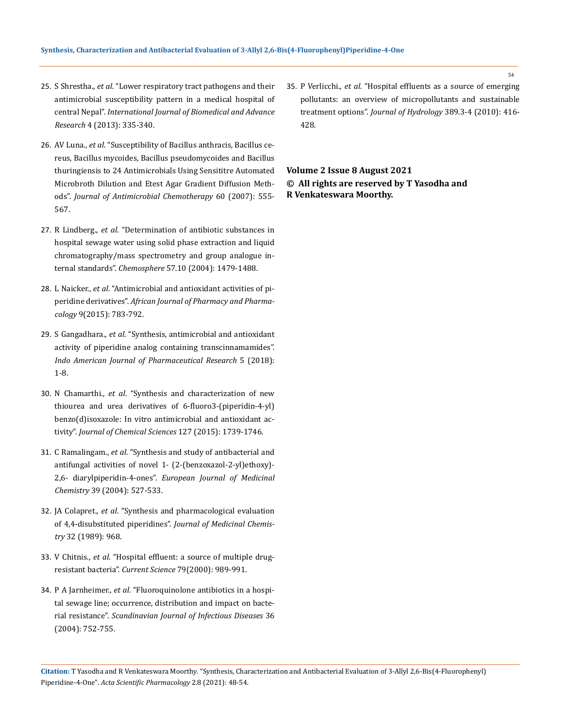25. S Shrestha., *et al*. "Lower respiratory tract pathogens and their antimicrobial susceptibility pattern in a medical hospital of central Nepal". *International Journal of Biomedical and Advance Research* 4 (2013): 335-340.

26. AV Luna., *et al*. "Susceptibility of Bacillus anthracis, Bacillus cereus, Bacillus mycoides, Bacillus pseudomycoides and Bacillus thuringiensis to 24 Antimicrobials Using Sensititre Automated Microbroth Dilution and Etest Agar Gradient Diffusion Methods". *Journal of Antimicrobial Chemotherapy* 60 (2007): 555-567.

27. R Lindberg., *et al*. "Determination of antibiotic substances in hospital sewage water using solid phase extraction and liquid chromatography/mass spectrometry and group analogue internal standards". *Chemosphere* 57.10 (2004): 1479-1488.

28. L Naicker., *et al*. "Antimicrobial and antioxidant activities of piperidine derivatives". *African Journal of Pharmacy and Pharmacology* 9(2015): 783-792.

29. S Gangadhara., *et al*. "Synthesis, antimicrobial and antioxidant activity of piperidine analog containing transcinnamamides". *Indo American Journal of Pharmaceutical Research* 5 (2018): 1-8.

30. N Chamarthi., *et al*. "Synthesis and characterization of new thiourea and urea derivatives of 6-fluoro3-(piperidin-4-yl) benzo(d)isoxazole: In vitro antimicrobial and antioxidant activity". *Journal of Chemical Sciences* 127 (2015): 1739-1746.

31. C Ramalingam., *et al*. "Synthesis and study of antibacterial and antifungal activities of novel 1- (2-(benzoxazol-2-yl)ethoxy)-2,6- diarylpiperidin-4-ones". *European Journal of Medicinal Chemistry* 39 (2004): 527-533.

32. JA Colapret., *et al*. "Synthesis and pharmacological evaluation of 4,4-disubstituted piperidines". *Journal of Medicinal Chemistry* 32 (1989): 968.

33. V Chitnis., *et al*. "Hospital effluent: a source of multiple drug-resistant bacteria". *Current Science* 79(2000): 989-991.

34. P A Jarnheimer., *et al*. "Fluoroquinolone antibiotics in a hospital sewage line; occurrence, distribution and impact on bacterial resistance". *Scandinavian Journal of Infectious Diseases* 36 (2004): 752-755.

35. P Verlicchi., *et al*. "Hospital effluents as a source of emerging pollutants: an overview of micropollutants and sustainable treatment options". *Journal of Hydrology* 389.3-4 (2010): 416-428.

**Volume 2 Issue 8 August 2021**
**© All rights are reserved by T Yasodha and R Venkateswara Moorthy.**